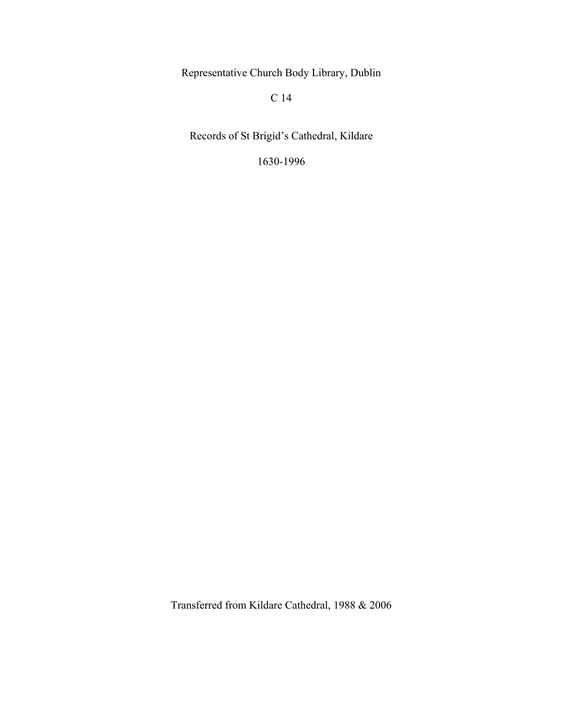Representative Church Body Library, Dublin

C 14

# Records of St Brigid's Cathedral, Kildare

1630-1996

Transferred from Kildare Cathedral, 1988 & 2006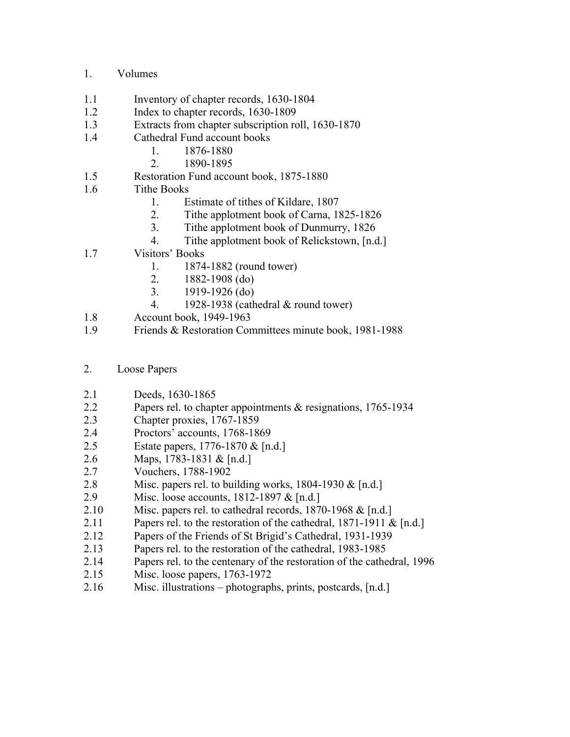1. Volumes

1.1 Inventory of chapter records, 1630-1804
1.2 Index to chapter records, 1630-1809
1.3 Extracts from chapter subscription roll, 1630-1870
1.4 Cathedral Fund account books
    1. 1876-1880
    2. 1890-1895
1.5 Restoration Fund account book, 1875-1880
1.6 Tithe Books
    1. Estimate of tithes of Kildare, 1807
    2. Tithe applotment book of Carna, 1825-1826
    3. Tithe applotment book of Dunmurry, 1826
    4. Tithe applotment book of Relickstown, [n.d.]
1.7 Visitors' Books
    1. 1874-1882 (round tower)
    2. 1882-1908 (do)
    3. 1919-1926 (do)
    4. 1928-1938 (cathedral & round tower)
1.8 Account book, 1949-1963
1.9 Friends & Restoration Committees minute book, 1981-1988

2. Loose Papers

2.1 Deeds, 1630-1865
2.2 Papers rel. to chapter appointments & resignations, 1765-1934
2.3 Chapter proxies, 1767-1859
2.4 Proctors' accounts, 1768-1869
2.5 Estate papers, 1776-1870 & [n.d.]
2.6 Maps, 1783-1831 & [n.d.]
2.7 Vouchers, 1788-1902
2.8 Misc. papers rel. to building works, 1804-1930 & [n.d.]
2.9 Misc. loose accounts, 1812-1897 & [n.d.]
2.10 Misc. papers rel. to cathedral records, 1870-1968 & [n.d.]
2.11 Papers rel. to the restoration of the cathedral, 1871-1911 & [n.d.]
2.12 Papers of the Friends of St Brigid's Cathedral, 1931-1939
2.13 Papers rel. to the restoration of the cathedral, 1983-1985
2.14 Papers rel. to the centenary of the restoration of the cathedral, 1996
2.15 Misc. loose papers, 1763-1972
2.16 Misc. illustrations – photographs, prints, postcards, [n.d.]